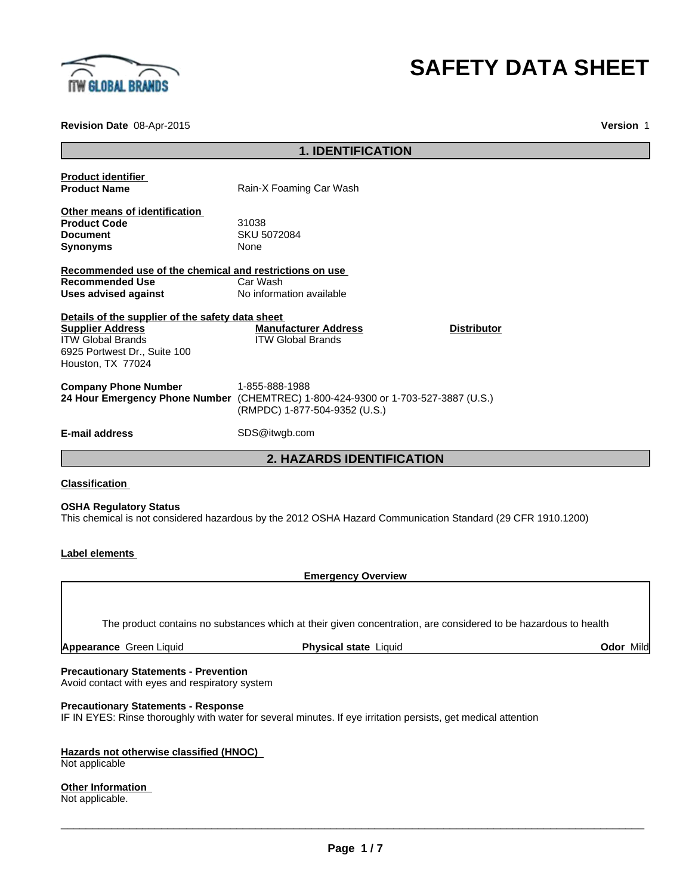# SAFETY DATA SHEET

**Revision Date** 08-Apr-2015 **Version** 1

## 1. IDENTIFICATION

**Product identifier**

**Product Name** Rain-X Foaming Car Wash

**Other means of identification**

**Product Code** 31038

**Document** SKU 5072084

**Synonyms** None

**Recommended use of the chemical and restrictions on use**

**Recommended Use** Car Wash

**Uses advised against** No information available

**Details of the supplier of the safety data sheet**

**Supplier Address**
ITW Global Brands
6925 Portwest Dr., Suite 100
Houston, TX 77024

**Manufacturer Address**
ITW Global Brands

**Distributor**

**Company Phone Number** 1-855-888-1988

**24 Hour Emergency Phone Number** (CHEMTREC) 1-800-424-9300 or 1-703-527-3887 (U.S.)
(RMPDC) 1-877-504-9352 (U.S.)

**E-mail address** SDS@itwgb.com

## 2. HAZARDS IDENTIFICATION

**Classification**

**OSHA Regulatory Status**

This chemical is not considered hazardous by the 2012 OSHA Hazard Communication Standard (29 CFR 1910.1200)

**Label elements**

**Emergency Overview**

The product contains no substances which at their given concentration, are considered to be hazardous to health

**Appearance** Green Liquid **Physical state** Liquid **Odor** Mild

**Precautionary Statements - Prevention**

Avoid contact with eyes and respiratory system

**Precautionary Statements - Response**

IF IN EYES: Rinse thoroughly with water for several minutes. If eye irritation persists, get medical attention

**Hazards not otherwise classified (HNOC)**

Not applicable

**Other Information**

Not applicable.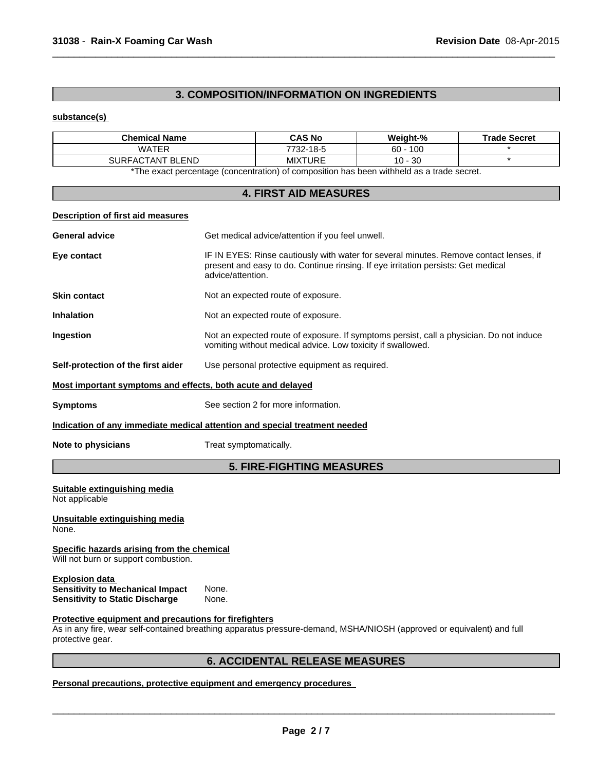## 3. COMPOSITION/INFORMATION ON INGREDIENTS

**substance(s)**

| Chemical Name | CAS No | Weight-% | Trade Secret |
|---|---|---|---|
| WATER | 7732-18-5 | 60 - 100 | * |
| SURFACTANT BLEND | MIXTURE | 10 - 30 | * |

*The exact percentage (concentration) of composition has been withheld as a trade secret.

## 4. FIRST AID MEASURES

**Description of first aid measures**

**General advice** Get medical advice/attention if you feel unwell.

**Eye contact** IF IN EYES: Rinse cautiously with water for several minutes. Remove contact lenses, if present and easy to do. Continue rinsing. If eye irritation persists: Get medical advice/attention.

**Skin contact** Not an expected route of exposure.

**Inhalation** Not an expected route of exposure.

**Ingestion** Not an expected route of exposure. If symptoms persist, call a physician. Do not induce vomiting without medical advice. Low toxicity if swallowed.

**Self-protection of the first aider** Use personal protective equipment as required.

**Most important symptoms and effects, both acute and delayed**

**Symptoms** See section 2 for more information.

**Indication of any immediate medical attention and special treatment needed**

**Note to physicians** Treat symptomatically.

## 5. FIRE-FIGHTING MEASURES

**Suitable extinguishing media**
Not applicable

**Unsuitable extinguishing media**
None.

**Specific hazards arising from the chemical**
Will not burn or support combustion.

**Explosion data**
**Sensitivity to Mechanical Impact** None.
**Sensitivity to Static Discharge** None.

**Protective equipment and precautions for firefighters**
As in any fire, wear self-contained breathing apparatus pressure-demand, MSHA/NIOSH (approved or equivalent) and full protective gear.

## 6. ACCIDENTAL RELEASE MEASURES

**Personal precautions, protective equipment and emergency procedures**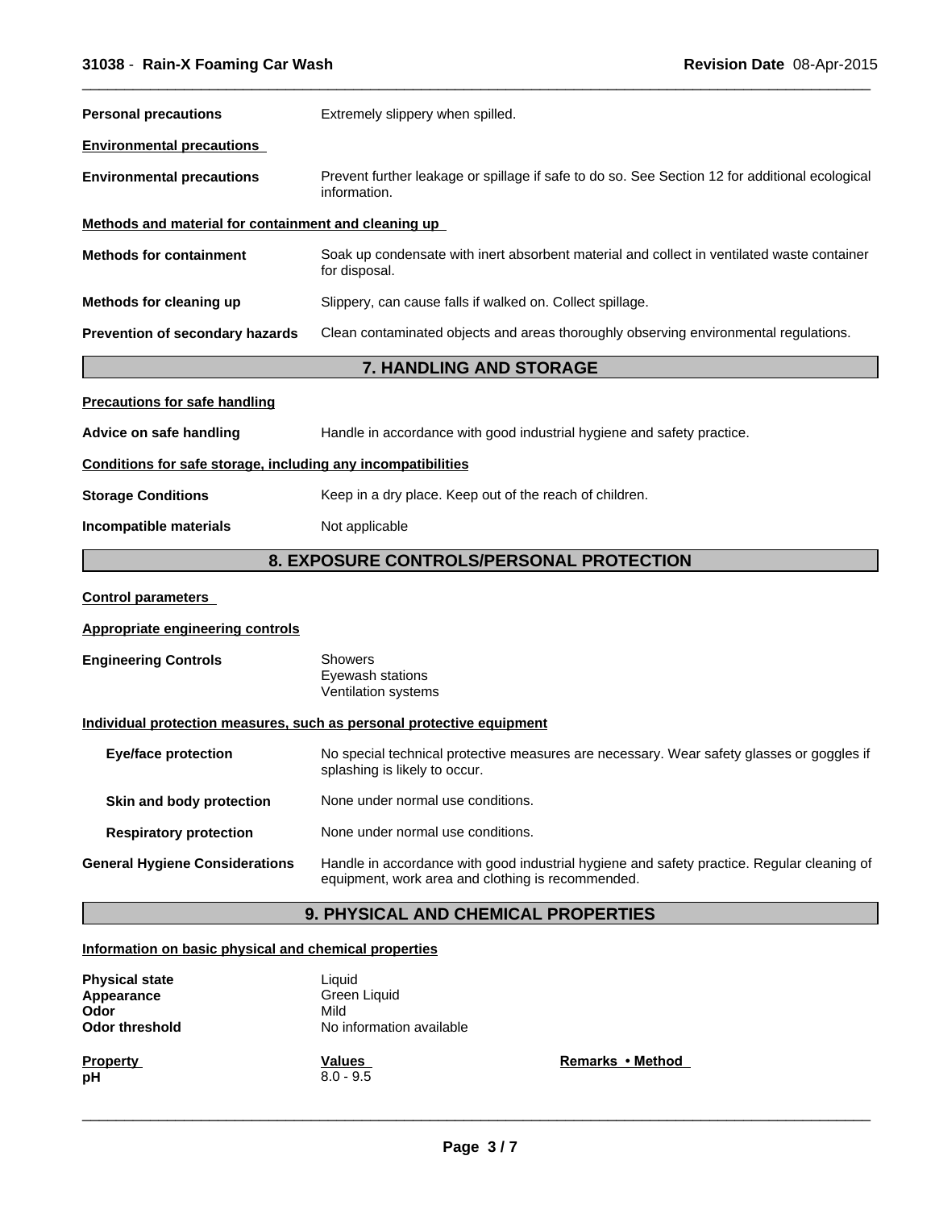| | |
|---|---|
| **Personal precautions** | Extremely slippery when spilled. |

**Environmental precautions**

| | |
|---|---|
| **Environmental precautions** | Prevent further leakage or spillage if safe to do so. See Section 12 for additional ecological information. |

**Methods and material for containment and cleaning up**

| | |
|---|---|
| **Methods for containment** | Soak up condensate with inert absorbent material and collect in ventilated waste container for disposal. |
| **Methods for cleaning up** | Slippery, can cause falls if walked on. Collect spillage. |
| **Prevention of secondary hazards** | Clean contaminated objects and areas thoroughly observing environmental regulations. |

## 7. HANDLING AND STORAGE

**Precautions for safe handling**

| | |
|---|---|
| **Advice on safe handling** | Handle in accordance with good industrial hygiene and safety practice. |

**Conditions for safe storage, including any incompatibilities**

| | |
|---|---|
| **Storage Conditions** | Keep in a dry place. Keep out of the reach of children. |
| **Incompatible materials** | Not applicable |

## 8. EXPOSURE CONTROLS/PERSONAL PROTECTION

**Control parameters**

**Appropriate engineering controls**

| | |
|---|---|
| **Engineering Controls** | Showers<br>Eyewash stations<br>Ventilation systems |

**Individual protection measures, such as personal protective equipment**

| | |
|---|---|
| **Eye/face protection** | No special technical protective measures are necessary. Wear safety glasses or goggles if splashing is likely to occur. |
| **Skin and body protection** | None under normal use conditions. |
| **Respiratory protection** | None under normal use conditions. |
| **General Hygiene Considerations** | Handle in accordance with good industrial hygiene and safety practice. Regular cleaning of equipment, work area and clothing is recommended. |

## 9. PHYSICAL AND CHEMICAL PROPERTIES

**Information on basic physical and chemical properties**

| | |
|---|---|
| **Physical state** | Liquid |
| **Appearance** | Green Liquid |
| **Odor** | Mild |
| **Odor threshold** | No information available |

| **Property** | **Values** | **Remarks • Method** |
|---|---|---|
| **pH** | 8.0 - 9.5 | |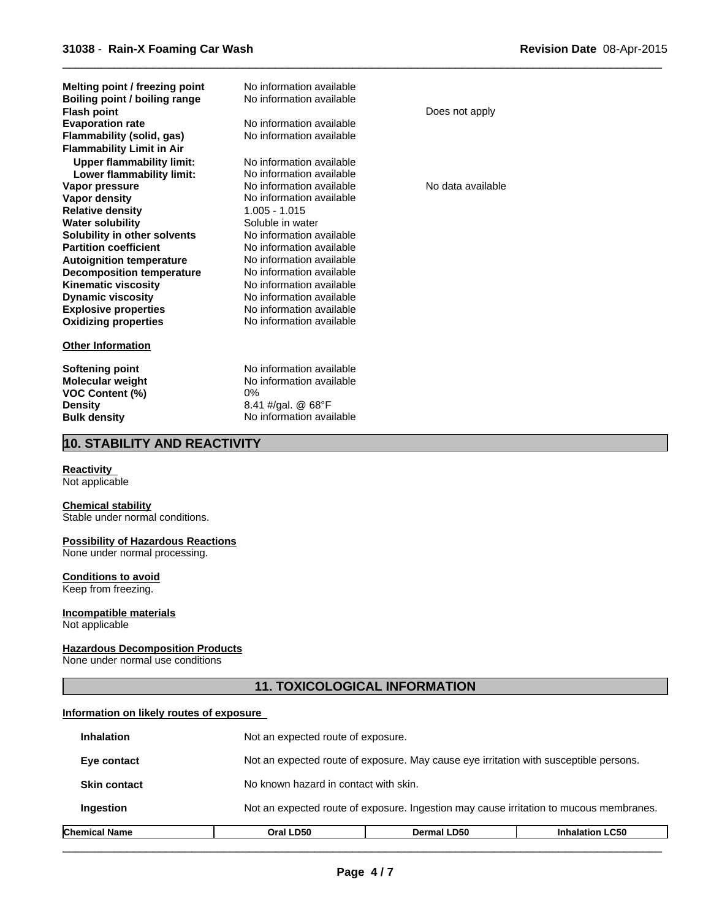| | | |
|---|---|---|
| **Melting point / freezing point** | No information available | |
| **Boiling point / boiling range** | No information available | |
| **Flash point** | | Does not apply |
| **Evaporation rate** | No information available | |
| **Flammability (solid, gas)** | No information available | |
| **Flammability Limit in Air** | | |
| **Upper flammability limit:** | No information available | |
| **Lower flammability limit:** | No information available | |
| **Vapor pressure** | No information available | No data available |
| **Vapor density** | No information available | |
| **Relative density** | 1.005 - 1.015 | |
| **Water solubility** | Soluble in water | |
| **Solubility in other solvents** | No information available | |
| **Partition coefficient** | No information available | |
| **Autoignition temperature** | No information available | |
| **Decomposition temperature** | No information available | |
| **Kinematic viscosity** | No information available | |
| **Dynamic viscosity** | No information available | |
| **Explosive properties** | No information available | |
| **Oxidizing properties** | No information available | |

**Other Information**

| | |
|---|---|
| **Softening point** | No information available |
| **Molecular weight** | No information available |
| **VOC Content (%)** | 0% |
| **Density** | 8.41 #/gal. @ 68°F |
| **Bulk density** | No information available |

## 10. STABILITY AND REACTIVITY

**Reactivity**
Not applicable

**Chemical stability**
Stable under normal conditions.

**Possibility of Hazardous Reactions**
None under normal processing.

**Conditions to avoid**
Keep from freezing.

**Incompatible materials**
Not applicable

**Hazardous Decomposition Products**
None under normal use conditions

## 11. TOXICOLOGICAL INFORMATION

**Information on likely routes of exposure**

| | |
|---|---|
| **Inhalation** | Not an expected route of exposure. |
| **Eye contact** | Not an expected route of exposure. May cause eye irritation with susceptible persons. |
| **Skin contact** | No known hazard in contact with skin. |
| **Ingestion** | Not an expected route of exposure. Ingestion may cause irritation to mucous membranes. |

| Chemical Name | Oral LD50 | Dermal LD50 | Inhalation LC50 |
|---|---|---|---|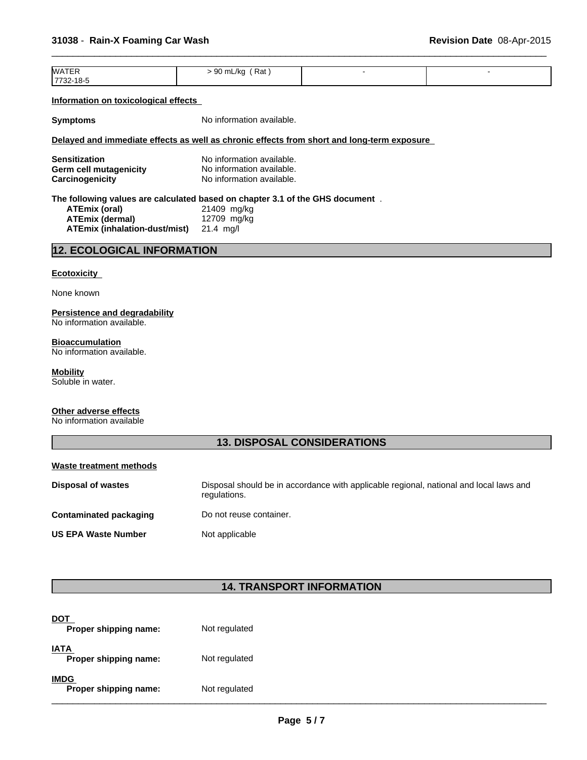| WATER 7732-18-5 | > 90 mL/kg ( Rat ) | - | - |
|---|---|---|---|

**Information on toxicological effects**

**Symptoms** No information available.

**Delayed and immediate effects as well as chronic effects from short and long-term exposure**

**Sensitization** No information available.
**Germ cell mutagenicity** No information available.
**Carcinogenicity** No information available.

**The following values are calculated based on chapter 3.1 of the GHS document** .

**ATEmix (oral)** 21409 mg/kg
**ATEmix (dermal)** 12709 mg/kg
**ATEmix (inhalation-dust/mist)** 21.4 mg/l

## 12. ECOLOGICAL INFORMATION

**Ecotoxicity**

None known

**Persistence and degradability**
No information available.

**Bioaccumulation**
No information available.

**Mobility**
Soluble in water.

**Other adverse effects**
No information available

## 13. DISPOSAL CONSIDERATIONS

**Waste treatment methods**

**Disposal of wastes** Disposal should be in accordance with applicable regional, national and local laws and regulations.

**Contaminated packaging** Do not reuse container.

**US EPA Waste Number** Not applicable

## 14. TRANSPORT INFORMATION

**DOT**
**Proper shipping name:** Not regulated

**IATA**
**Proper shipping name:** Not regulated

**IMDG**
**Proper shipping name:** Not regulated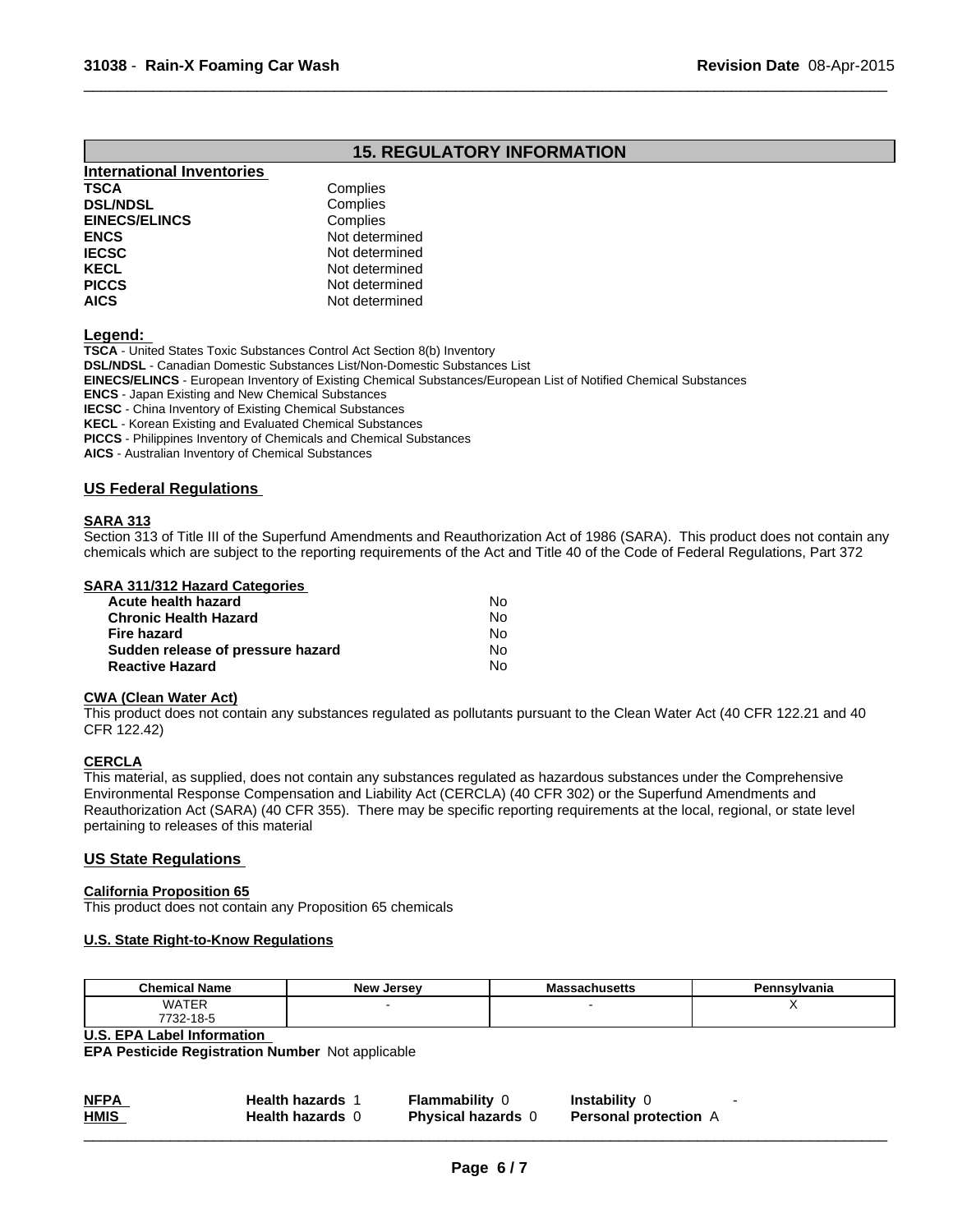## 15. REGULATORY INFORMATION

**International Inventories**

| | |
|---|---|
| **TSCA** | Complies |
| **DSL/NDSL** | Complies |
| **EINECS/ELINCS** | Complies |
| **ENCS** | Not determined |
| **IECSC** | Not determined |
| **KECL** | Not determined |
| **PICCS** | Not determined |
| **AICS** | Not determined |

**Legend:**

**TSCA** - United States Toxic Substances Control Act Section 8(b) Inventory
**DSL/NDSL** - Canadian Domestic Substances List/Non-Domestic Substances List
**EINECS/ELINCS** - European Inventory of Existing Chemical Substances/European List of Notified Chemical Substances
**ENCS** - Japan Existing and New Chemical Substances
**IECSC** - China Inventory of Existing Chemical Substances
**KECL** - Korean Existing and Evaluated Chemical Substances
**PICCS** - Philippines Inventory of Chemicals and Chemical Substances
**AICS** - Australian Inventory of Chemical Substances

### US Federal Regulations

**SARA 313**

Section 313 of Title III of the Superfund Amendments and Reauthorization Act of 1986 (SARA). This product does not contain any chemicals which are subject to the reporting requirements of the Act and Title 40 of the Code of Federal Regulations, Part 372

**SARA 311/312 Hazard Categories**

| | |
|---|---|
| **Acute health hazard** | No |
| **Chronic Health Hazard** | No |
| **Fire hazard** | No |
| **Sudden release of pressure hazard** | No |
| **Reactive Hazard** | No |

**CWA (Clean Water Act)**

This product does not contain any substances regulated as pollutants pursuant to the Clean Water Act (40 CFR 122.21 and 40 CFR 122.42)

**CERCLA**

This material, as supplied, does not contain any substances regulated as hazardous substances under the Comprehensive Environmental Response Compensation and Liability Act (CERCLA) (40 CFR 302) or the Superfund Amendments and Reauthorization Act (SARA) (40 CFR 355). There may be specific reporting requirements at the local, regional, or state level pertaining to releases of this material

### US State Regulations

**California Proposition 65**

This product does not contain any Proposition 65 chemicals

**U.S. State Right-to-Know Regulations**

| Chemical Name | New Jersey | Massachusetts | Pennsylvania |
|---|---|---|---|
| WATER 7732-18-5 | - | - | X |

**U.S. EPA Label Information**

**EPA Pesticide Registration Number** Not applicable

| | | | | |
|---|---|---|---|---|
| **NFPA** | **Health hazards** 1 | **Flammability** 0 | **Instability** 0 | - |
| **HMIS** | **Health hazards** 0 | **Physical hazards** 0 | **Personal protection** A | |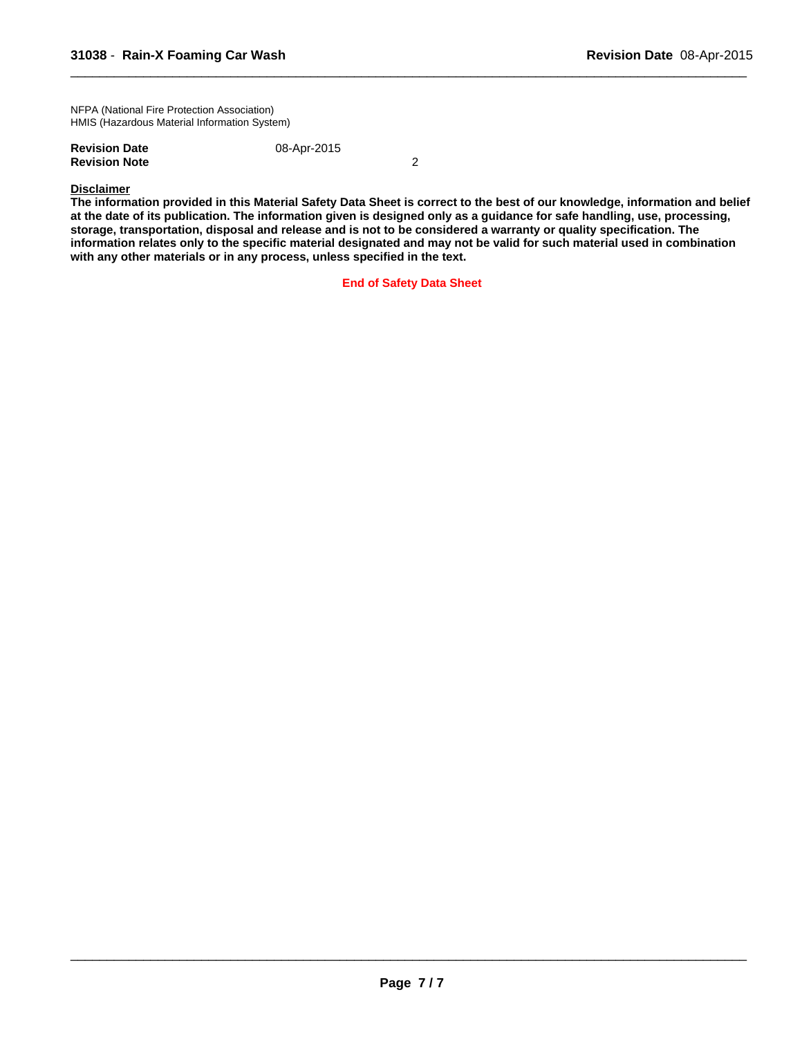NFPA (National Fire Protection Association)
HMIS (Hazardous Material Information System)

| | |
|---|---|
| **Revision Date** | 08-Apr-2015 |
| **Revision Note** | 2 |

**Disclaimer**

**The information provided in this Material Safety Data Sheet is correct to the best of our knowledge, information and belief at the date of its publication. The information given is designed only as a guidance for safe handling, use, processing, storage, transportation, disposal and release and is not to be considered a warranty or quality specification. The information relates only to the specific material designated and may not be valid for such material used in combination with any other materials or in any process, unless specified in the text.**

**End of Safety Data Sheet**